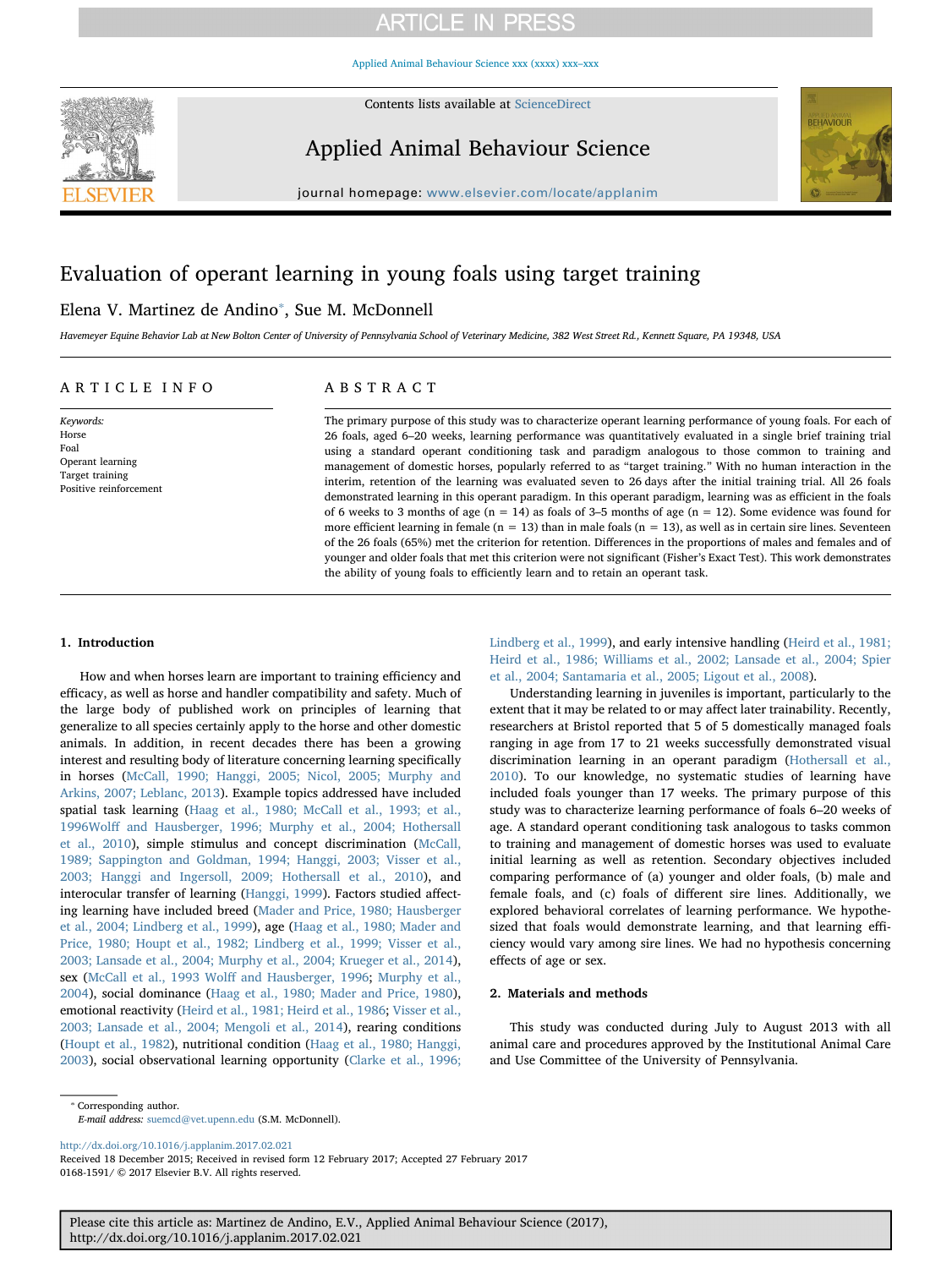# Evaluation of operant learning in young foals using target training

Elena V. Martinez de Andino*, Sue M. McDonnell

Havemeyer Equine Behavior Lab at New Bolton Center of University of Pennsylvania School of Veterinary Medicine, 382 West Street Rd., Kennett Square, PA 19348, USA

## ARTICLE INFO

*Keywords:*
Horse
Foal
Operant learning
Target training
Positive reinforcement

## ABSTRACT

The primary purpose of this study was to characterize operant learning performance of young foals. For each of 26 foals, aged 6–20 weeks, learning performance was quantitatively evaluated in a single brief training trial using a standard operant conditioning task and paradigm analogous to those common to training and management of domestic horses, popularly referred to as "target training." With no human interaction in the interim, retention of the learning was evaluated seven to 26 days after the initial training trial. All 26 foals demonstrated learning in this operant paradigm. In this operant paradigm, learning was as efficient in the foals of 6 weeks to 3 months of age (n = 14) as foals of 3–5 months of age (n = 12). Some evidence was found for more efficient learning in female (n = 13) than in male foals (n = 13), as well as in certain sire lines. Seventeen of the 26 foals (65%) met the criterion for retention. Differences in the proportions of males and females and of younger and older foals that met this criterion were not significant (Fisher's Exact Test). This work demonstrates the ability of young foals to efficiently learn and to retain an operant task.

## 1. Introduction

How and when horses learn are important to training efficiency and efficacy, as well as horse and handler compatibility and safety. Much of the large body of published work on principles of learning that generalize to all species certainly apply to the horse and other domestic animals. In addition, in recent decades there has been a growing interest and resulting body of literature concerning learning specifically in horses (McCall, 1990; Hanggi, 2005; Nicol, 2005; Murphy and Arkins, 2007; Leblanc, 2013). Example topics addressed have included spatial task learning (Haag et al., 1980; McCall et al., 1993; et al., 1996Wolff and Hausberger, 1996; Murphy et al., 2004; Hothersall et al., 2010), simple stimulus and concept discrimination (McCall, 1989; Sappington and Goldman, 1994; Hanggi, 2003; Visser et al., 2003; Hanggi and Ingersoll, 2009; Hothersall et al., 2010), and interocular transfer of learning (Hanggi, 1999). Factors studied affecting learning have included breed (Mader and Price, 1980; Hausberger et al., 2004; Lindberg et al., 1999), age (Haag et al., 1980; Mader and Price, 1980; Houpt et al., 1982; Lindberg et al., 1999; Visser et al., 2003; Lansade et al., 2004; Murphy et al., 2004; Krueger et al., 2014), sex (McCall et al., 1993 Wolff and Hausberger, 1996; Murphy et al., 2004), social dominance (Haag et al., 1980; Mader and Price, 1980), emotional reactivity (Heird et al., 1981; Heird et al., 1986; Visser et al., 2003; Lansade et al., 2004; Mengoli et al., 2014), rearing conditions (Houpt et al., 1982), nutritional condition (Haag et al., 1980; Hanggi, 2003), social observational learning opportunity (Clarke et al., 1996; Lindberg et al., 1999), and early intensive handling (Heird et al., 1981; Heird et al., 1986; Williams et al., 2002; Lansade et al., 2004; Spier et al., 2004; Santamaria et al., 2005; Ligout et al., 2008).

Understanding learning in juveniles is important, particularly to the extent that it may be related to or may affect later trainability. Recently, researchers at Bristol reported that 5 of 5 domestically managed foals ranging in age from 17 to 21 weeks successfully demonstrated visual discrimination learning in an operant paradigm (Hothersall et al., 2010). To our knowledge, no systematic studies of learning have included foals younger than 17 weeks. The primary purpose of this study was to characterize learning performance of foals 6–20 weeks of age. A standard operant conditioning task analogous to tasks common to training and management of domestic horses was used to evaluate initial learning as well as retention. Secondary objectives included comparing performance of (a) younger and older foals, (b) male and female foals, and (c) foals of different sire lines. Additionally, we explored behavioral correlates of learning performance. We hypothesized that foals would demonstrate learning, and that learning efficiency would vary among sire lines. We had no hypothesis concerning effects of age or sex.

## 2. Materials and methods

This study was conducted during July to August 2013 with all animal care and procedures approved by the Institutional Animal Care and Use Committee of the University of Pennsylvania.

* Corresponding author.
*E-mail address:* suemcd@vet.upenn.edu (S.M. McDonnell).

http://dx.doi.org/10.1016/j.applanim.2017.02.021
Received 18 December 2015; Received in revised form 12 February 2017; Accepted 27 February 2017
0168-1591/ © 2017 Elsevier B.V. All rights reserved.

Please cite this article as: Martinez de Andino, E.V., Applied Animal Behaviour Science (2017), http://dx.doi.org/10.1016/j.applanim.2017.02.021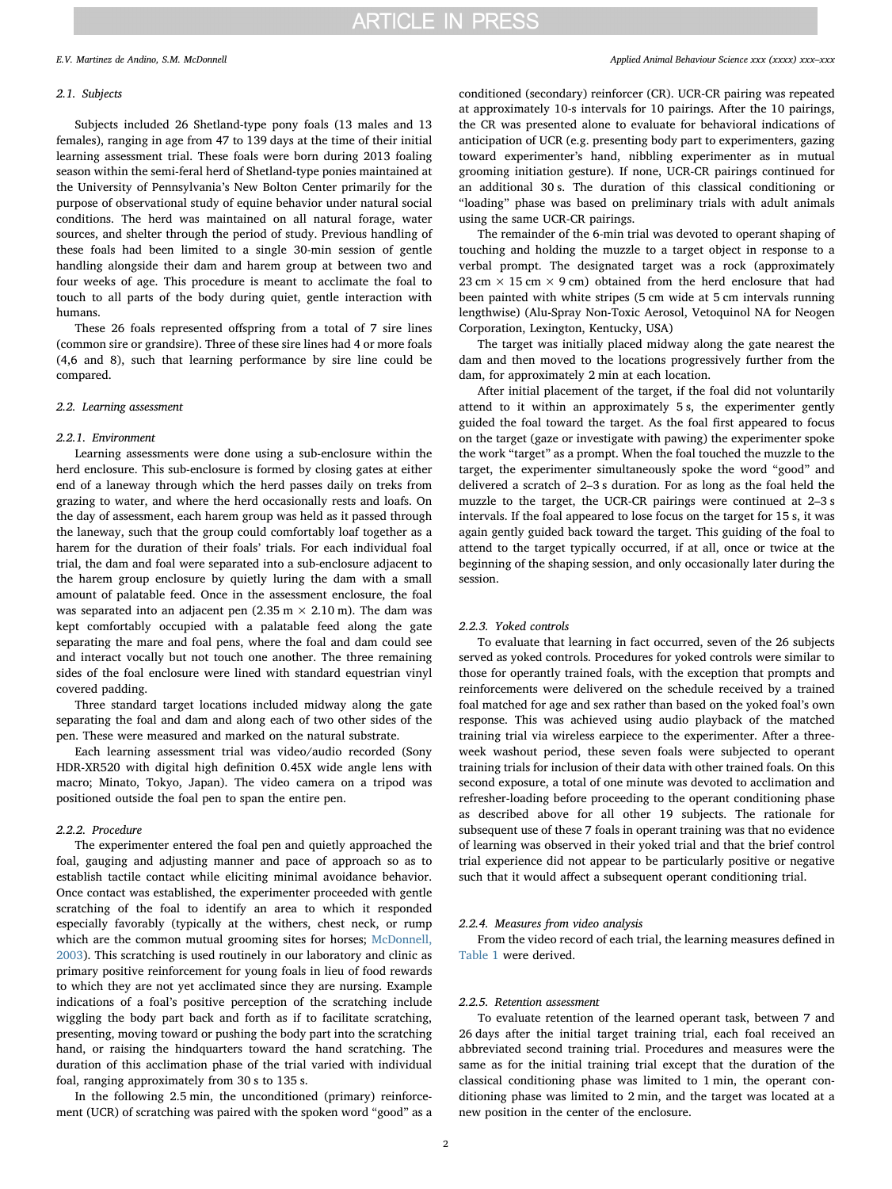### 2.1. Subjects

Subjects included 26 Shetland-type pony foals (13 males and 13 females), ranging in age from 47 to 139 days at the time of their initial learning assessment trial. These foals were born during 2013 foaling season within the semi-feral herd of Shetland-type ponies maintained at the University of Pennsylvania's New Bolton Center primarily for the purpose of observational study of equine behavior under natural social conditions. The herd was maintained on all natural forage, water sources, and shelter through the period of study. Previous handling of these foals had been limited to a single 30-min session of gentle handling alongside their dam and harem group at between two and four weeks of age. This procedure is meant to acclimate the foal to touch to all parts of the body during quiet, gentle interaction with humans.

These 26 foals represented offspring from a total of 7 sire lines (common sire or grandsire). Three of these sire lines had 4 or more foals (4,6 and 8), such that learning performance by sire line could be compared.

### 2.2. Learning assessment

#### 2.2.1. Environment

Learning assessments were done using a sub-enclosure within the herd enclosure. This sub-enclosure is formed by closing gates at either end of a laneway through which the herd passes daily on treks from grazing to water, and where the herd occasionally rests and loafs. On the day of assessment, each harem group was held as it passed through the laneway, such that the group could comfortably loaf together as a harem for the duration of their foals' trials. For each individual foal trial, the dam and foal were separated into a sub-enclosure adjacent to the harem group enclosure by quietly luring the dam with a small amount of palatable feed. Once in the assessment enclosure, the foal was separated into an adjacent pen (2.35 m × 2.10 m). The dam was kept comfortably occupied with a palatable feed along the gate separating the mare and foal pens, where the foal and dam could see and interact vocally but not touch one another. The three remaining sides of the foal enclosure were lined with standard equestrian vinyl covered padding.

Three standard target locations included midway along the gate separating the foal and dam and along each of two other sides of the pen. These were measured and marked on the natural substrate.

Each learning assessment trial was video/audio recorded (Sony HDR-XR520 with digital high definition 0.45X wide angle lens with macro; Minato, Tokyo, Japan). The video camera on a tripod was positioned outside the foal pen to span the entire pen.

#### 2.2.2. Procedure

The experimenter entered the foal pen and quietly approached the foal, gauging and adjusting manner and pace of approach so as to establish tactile contact while eliciting minimal avoidance behavior. Once contact was established, the experimenter proceeded with gentle scratching of the foal to identify an area to which it responded especially favorably (typically at the withers, chest neck, or rump which are the common mutual grooming sites for horses; McDonnell, 2003). This scratching is used routinely in our laboratory and clinic as primary positive reinforcement for young foals in lieu of food rewards to which they are not yet acclimated since they are nursing. Example indications of a foal's positive perception of the scratching include wiggling the body part back and forth as if to facilitate scratching, presenting, moving toward or pushing the body part into the scratching hand, or raising the hindquarters toward the hand scratching. The duration of this acclimation phase of the trial varied with individual foal, ranging approximately from 30 s to 135 s.

In the following 2.5 min, the unconditioned (primary) reinforcement (UCR) of scratching was paired with the spoken word "good" as a conditioned (secondary) reinforcer (CR). UCR-CR pairing was repeated at approximately 10-s intervals for 10 pairings. After the 10 pairings, the CR was presented alone to evaluate for behavioral indications of anticipation of UCR (e.g. presenting body part to experimenters, gazing toward experimenter's hand, nibbling experimenter as in mutual grooming initiation gesture). If none, UCR-CR pairings continued for an additional 30 s. The duration of this classical conditioning or "loading" phase was based on preliminary trials with adult animals using the same UCR-CR pairings.

The remainder of the 6-min trial was devoted to operant shaping of touching and holding the muzzle to a target object in response to a verbal prompt. The designated target was a rock (approximately 23 cm × 15 cm × 9 cm) obtained from the herd enclosure that had been painted with white stripes (5 cm wide at 5 cm intervals running lengthwise) (Alu-Spray Non-Toxic Aerosol, Vetoquinol NA for Neogen Corporation, Lexington, Kentucky, USA)

The target was initially placed midway along the gate nearest the dam and then moved to the locations progressively further from the dam, for approximately 2 min at each location.

After initial placement of the target, if the foal did not voluntarily attend to it within an approximately 5 s, the experimenter gently guided the foal toward the target. As the foal first appeared to focus on the target (gaze or investigate with pawing) the experimenter spoke the work "target" as a prompt. When the foal touched the muzzle to the target, the experimenter simultaneously spoke the word "good" and delivered a scratch of 2–3 s duration. For as long as the foal held the muzzle to the target, the UCR-CR pairings were continued at 2–3 s intervals. If the foal appeared to lose focus on the target for 15 s, it was again gently guided back toward the target. This guiding of the foal to attend to the target typically occurred, if at all, once or twice at the beginning of the shaping session, and only occasionally later during the session.

#### 2.2.3. Yoked controls

To evaluate that learning in fact occurred, seven of the 26 subjects served as yoked controls. Procedures for yoked controls were similar to those for operantly trained foals, with the exception that prompts and reinforcements were delivered on the schedule received by a trained foal matched for age and sex rather than based on the yoked foal's own response. This was achieved using audio playback of the matched training trial via wireless earpiece to the experimenter. After a three-week washout period, these seven foals were subjected to operant training trials for inclusion of their data with other trained foals. On this second exposure, a total of one minute was devoted to acclimation and refresher-loading before proceeding to the operant conditioning phase as described above for all other 19 subjects. The rationale for subsequent use of these 7 foals in operant training was that no evidence of learning was observed in their yoked trial and that the brief control trial experience did not appear to be particularly positive or negative such that it would affect a subsequent operant conditioning trial.

#### 2.2.4. Measures from video analysis

From the video record of each trial, the learning measures defined in Table 1 were derived.

#### 2.2.5. Retention assessment

To evaluate retention of the learned operant task, between 7 and 26 days after the initial target training trial, each foal received an abbreviated second training trial. Procedures and measures were the same as for the initial training trial except that the duration of the classical conditioning phase was limited to 1 min, the operant conditioning phase was limited to 2 min, and the target was located at a new position in the center of the enclosure.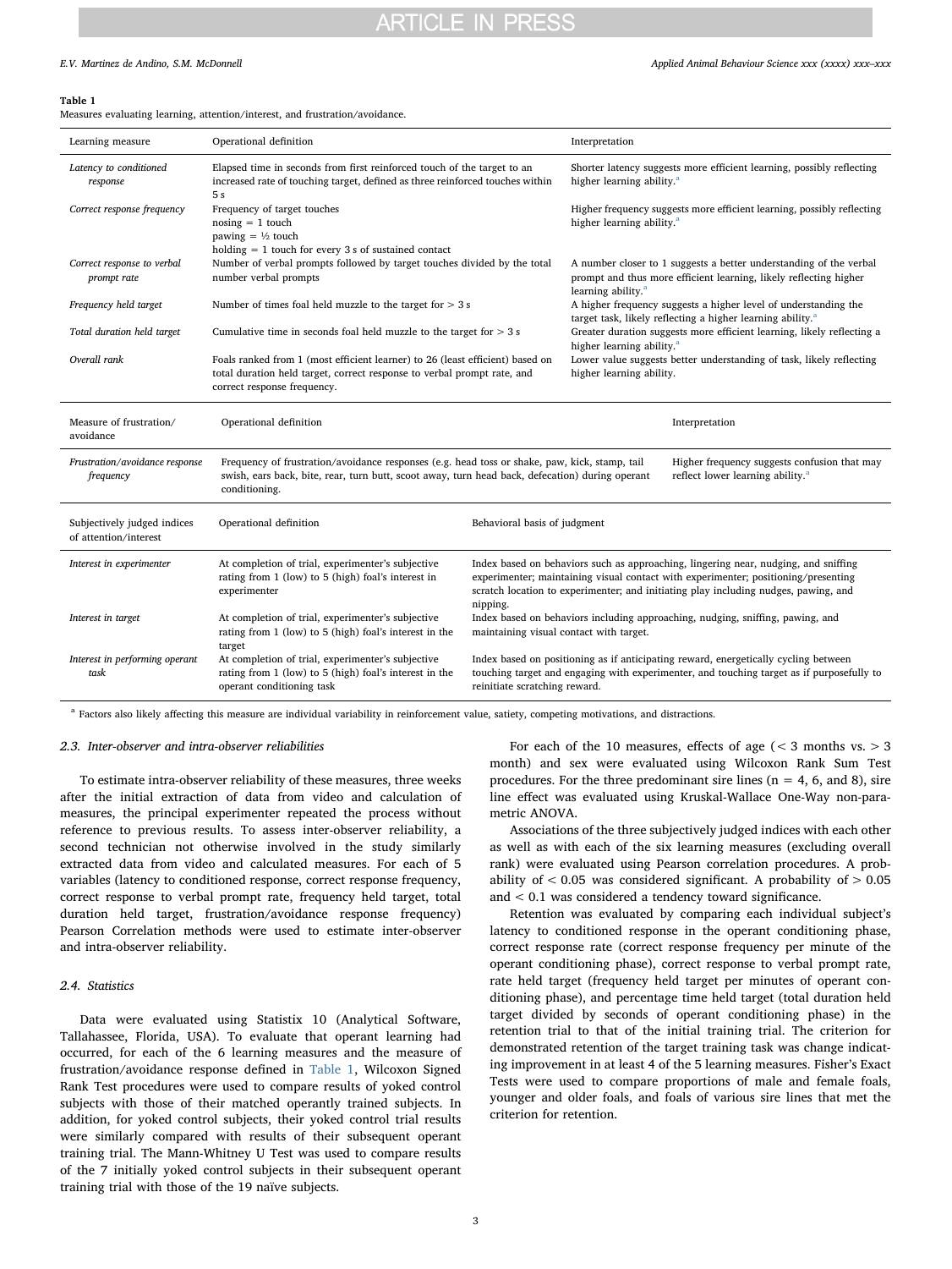**Table 1**
Measures evaluating learning, attention/interest, and frustration/avoidance.

| Learning measure | Operational definition | Interpretation |
|---|---|---|
| *Latency to conditioned response* | Elapsed time in seconds from first reinforced touch of the target to an increased rate of touching target, defined as three reinforced touches within 5 s | Shorter latency suggests more efficient learning, possibly reflecting higher learning ability.[a] |
| *Correct response frequency* | Frequency of target touches<br>nosing = 1 touch<br>pawing = ½ touch<br>holding = 1 touch for every 3 s of sustained contact | Higher frequency suggests more efficient learning, possibly reflecting higher learning ability.[a] |
| *Correct response to verbal prompt rate* | Number of verbal prompts followed by target touches divided by the total number verbal prompts | A number closer to 1 suggests a better understanding of the verbal prompt and thus more efficient learning, likely reflecting higher learning ability.[a] |
| *Frequency held target* | Number of times foal held muzzle to the target for > 3 s | A higher frequency suggests a higher level of understanding the target task, likely reflecting a higher learning ability.[a] |
| *Total duration held target* | Cumulative time in seconds foal held muzzle to the target for > 3 s | Greater duration suggests more efficient learning, likely reflecting a higher learning ability.[a] |
| *Overall rank* | Foals ranked from 1 (most efficient learner) to 26 (least efficient) based on total duration held target, correct response to verbal prompt rate, and correct response frequency. | Lower value suggests better understanding of task, likely reflecting higher learning ability. |
| **Measure of frustration/avoidance** | **Operational definition** | **Interpretation** |
| *Frustration/avoidance response frequency* | Frequency of frustration/avoidance responses (e.g. head toss or shake, paw, kick, stamp, tail swish, ears back, bite, rear, turn butt, scoot away, turn head back, defecation) during operant conditioning. | Higher frequency suggests confusion that may reflect lower learning ability.[a] |
| **Subjectively judged indices of attention/interest** | **Operational definition** | **Behavioral basis of judgment** |
| *Interest in experimenter* | At completion of trial, experimenter's subjective rating from 1 (low) to 5 (high) foal's interest in experimenter | Index based on behaviors such as approaching, lingering near, nudging, and sniffing experimenter; maintaining visual contact with experimenter; positioning/presenting scratch location to experimenter; and initiating play including nudges, pawing, and nipping. |
| *Interest in target* | At completion of trial, experimenter's subjective rating from 1 (low) to 5 (high) foal's interest in the target | Index based on behaviors including approaching, nudging, sniffing, pawing, and maintaining visual contact with target. |
| *Interest in performing operant task* | At completion of trial, experimenter's subjective rating from 1 (low) to 5 (high) foal's interest in the operant conditioning task | Index based on positioning as if anticipating reward, energetically cycling between touching target and engaging with experimenter, and touching target as if purposefully to reinitiate scratching reward. |

[a] Factors also likely affecting this measure are individual variability in reinforcement value, satiety, competing motivations, and distractions.

### 2.3. Inter-observer and intra-observer reliabilities

To estimate intra-observer reliability of these measures, three weeks after the initial extraction of data from video and calculation of measures, the principal experimenter repeated the process without reference to previous results. To assess inter-observer reliability, a second technician not otherwise involved in the study similarly extracted data from video and calculated measures. For each of 5 variables (latency to conditioned response, correct response frequency, correct response to verbal prompt rate, frequency held target, total duration held target, frustration/avoidance response frequency) Pearson Correlation methods were used to estimate inter-observer and intra-observer reliability.

### 2.4. Statistics

Data were evaluated using Statistix 10 (Analytical Software, Tallahassee, Florida, USA). To evaluate that operant learning had occurred, for each of the 6 learning measures and the measure of frustration/avoidance response defined in Table 1, Wilcoxon Signed Rank Test procedures were used to compare results of yoked control subjects with those of their matched operantly trained subjects. In addition, for yoked control subjects, their yoked control trial results were similarly compared with results of their subsequent operant training trial. The Mann-Whitney U Test was used to compare results of the 7 initially yoked control subjects in their subsequent operant training trial with those of the 19 naïve subjects.

For each of the 10 measures, effects of age (< 3 months vs. > 3 month) and sex were evaluated using Wilcoxon Rank Sum Test procedures. For the three predominant sire lines (n = 4, 6, and 8), sire line effect was evaluated using Kruskal-Wallace One-Way non-parametric ANOVA.

Associations of the three subjectively judged indices with each other as well as with each of the six learning measures (excluding overall rank) were evaluated using Pearson correlation procedures. A probability of < 0.05 was considered significant. A probability of > 0.05 and < 0.1 was considered a tendency toward significance.

Retention was evaluated by comparing each individual subject's latency to conditioned response in the operant conditioning phase, correct response rate (correct response frequency per minute of the operant conditioning phase), correct response to verbal prompt rate, rate held target (frequency held target per minutes of operant conditioning phase), and percentage time held target (total duration held target divided by seconds of operant conditioning phase) in the retention trial to that of the initial training trial. The criterion for demonstrated retention of the target training task was change indicating improvement in at least 4 of the 5 learning measures. Fisher's Exact Tests were used to compare proportions of male and female foals, younger and older foals, and foals of various sire lines that met the criterion for retention.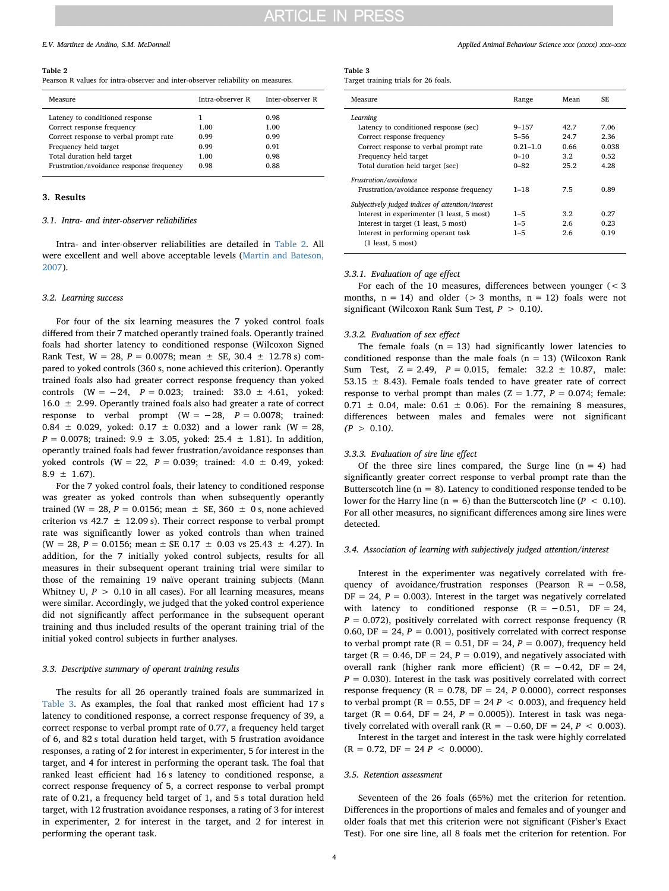**Table 2**
Pearson R values for intra-observer and inter-observer reliability on measures.

| Measure | Intra-observer R | Inter-observer R |
|---|---|---|
| Latency to conditioned response | 1 | 0.98 |
| Correct response frequency | 1.00 | 1.00 |
| Correct response to verbal prompt rate | 0.99 | 0.99 |
| Frequency held target | 0.99 | 0.91 |
| Total duration held target | 1.00 | 0.98 |
| Frustration/avoidance response frequency | 0.98 | 0.88 |

## 3. Results

### 3.1. Intra- and inter-observer reliabilities

Intra- and inter-observer reliabilities are detailed in Table 2. All were excellent and well above acceptable levels (Martin and Bateson, 2007).

### 3.2. Learning success

For four of the six learning measures the 7 yoked control foals differed from their 7 matched operantly trained foals. Operantly trained foals had shorter latency to conditioned response (Wilcoxon Signed Rank Test, W = 28, $P = 0.0078$; mean ± SE, 30.4 ± 12.78 s) compared to yoked controls (360 s, none achieved this criterion). Operantly trained foals also had greater correct response frequency than yoked controls (W = −24, $P = 0.023$; trained: 33.0 ± 4.61, yoked: 16.0 ± 2.99. Operantly trained foals also had greater a rate of correct response to verbal prompt (W = −28, $P = 0.0078$; trained: 0.84 ± 0.029, yoked: 0.17 ± 0.032) and a lower rank (W = 28, $P = 0.0078$; trained: 9.9 ± 3.05, yoked: 25.4 ± 1.81). In addition, operantly trained foals had fewer frustration/avoidance responses than yoked controls (W = 22, $P = 0.039$; trained: 4.0 ± 0.49, yoked: 8.9 ± 1.67).

For the 7 yoked control foals, their latency to conditioned response was greater as yoked controls than when subsequently operantly trained (W = 28, $P = 0.0156$; mean ± SE, 360 ± 0 s, none achieved criterion vs 42.7 ± 12.09 s). Their correct response to verbal prompt rate was significantly lower as yoked controls than when trained (W = 28, $P = 0.0156$; mean ± SE 0.17 ± 0.03 vs 25.43 ± 4.27). In addition, for the 7 initially yoked control subjects, results for all measures in their subsequent operant training trial were similar to those of the remaining 19 naïve operant training subjects (Mann Whitney U, $P > 0.10$ in all cases). For all learning measures, means were similar. Accordingly, we judged that the yoked control experience did not significantly affect performance in the subsequent operant training and thus included results of the operant training trial of the initial yoked control subjects in further analyses.

### 3.3. Descriptive summary of operant training results

The results for all 26 operantly trained foals are summarized in Table 3. As examples, the foal that ranked most efficient had 17 s latency to conditioned response, a correct response frequency of 39, a correct response to verbal prompt rate of 0.77, a frequency held target of 6, and 82 s total duration held target, with 5 frustration avoidance responses, a rating of 2 for interest in experimenter, 5 for interest in the target, and 4 for interest in performing the operant task. The foal that ranked least efficient had 16 s latency to conditioned response, a correct response frequency of 5, a correct response to verbal prompt rate of 0.21, a frequency held target of 1, and 5 s total duration held target, with 12 frustration avoidance responses, a rating of 3 for interest in experimenter, 2 for interest in the target, and 2 for interest in performing the operant task.

**Table 3**
Target training trials for 26 foals.

| Measure | Range | Mean | SE |
|---|---|---|---|
| *Learning* | | | |
| Latency to conditioned response (sec) | 9–157 | 42.7 | 7.06 |
| Correct response frequency | 5–56 | 24.7 | 2.36 |
| Correct response to verbal prompt rate | 0.21–1.0 | 0.66 | 0.038 |
| Frequency held target | 0–10 | 3.2 | 0.52 |
| Total duration held target (sec) | 0–82 | 25.2 | 4.28 |
| *Frustration/avoidance* | | | |
| Frustration/avoidance response frequency | 1–18 | 7.5 | 0.89 |
| *Subjectively judged indices of attention/interest* | | | |
| Interest in experimenter (1 least, 5 most) | 1–5 | 3.2 | 0.27 |
| Interest in target (1 least, 5 most) | 1–5 | 2.6 | 0.23 |
| Interest in performing operant task (1 least, 5 most) | 1–5 | 2.6 | 0.19 |

#### 3.3.1. Evaluation of age effect

For each of the 10 measures, differences between younger (< 3 months, n = 14) and older (> 3 months, n = 12) foals were not significant (Wilcoxon Rank Sum Test, $P > 0.10$).

#### 3.3.2. Evaluation of sex effect

The female foals (n = 13) had significantly lower latencies to conditioned response than the male foals (n = 13) (Wilcoxon Rank Sum Test, Z = 2.49, $P = 0.015$, female: 32.2 ± 10.87, male: 53.15 ± 8.43). Female foals tended to have greater rate of correct response to verbal prompt than males (Z = 1.77, $P = 0.074$; female: 0.71 ± 0.04, male: 0.61 ± 0.06). For the remaining 8 measures, differences between males and females were not significant ($P > 0.10$).

#### 3.3.3. Evaluation of sire line effect

Of the three sire lines compared, the Surge line (n = 4) had significantly greater correct response to verbal prompt rate than the Butterscotch line (n = 8). Latency to conditioned response tended to be lower for the Harry line (n = 6) than the Butterscotch line ($P < 0.10$). For all other measures, no significant differences among sire lines were detected.

### 3.4. Association of learning with subjectively judged attention/interest

Interest in the experimenter was negatively correlated with frequency of avoidance/frustration responses (Pearson R = −0.58, DF = 24, $P = 0.003$). Interest in the target was negatively correlated with latency to conditioned response (R = −0.51, DF = 24, $P = 0.072$), positively correlated with correct response frequency (R 0.60, DF = 24, $P = 0.001$), positively correlated with correct response to verbal prompt rate (R = 0.51, DF = 24, $P = 0.007$), frequency held target (R = 0.46, DF = 24, $P = 0.019$), and negatively associated with overall rank (higher rank more efficient) (R = −0.42, DF = 24, $P = 0.030$). Interest in the task was positively correlated with correct response frequency (R = 0.78, DF = 24, $P$ 0.0000), correct responses to verbal prompt (R = 0.55, DF = 24 $P < 0.003$), and frequency held target (R = 0.64, DF = 24, $P = 0.0005$)). Interest in task was negatively correlated with overall rank (R = −0.60, DF = 24, $P < 0.003$).

Interest in the target and interest in the task were highly correlated (R = 0.72, DF = 24 $P < 0.0000$).

### 3.5. Retention assessment

Seventeen of the 26 foals (65%) met the criterion for retention. Differences in the proportions of males and females and of younger and older foals that met this criterion were not significant (Fisher's Exact Test). For one sire line, all 8 foals met the criterion for retention. For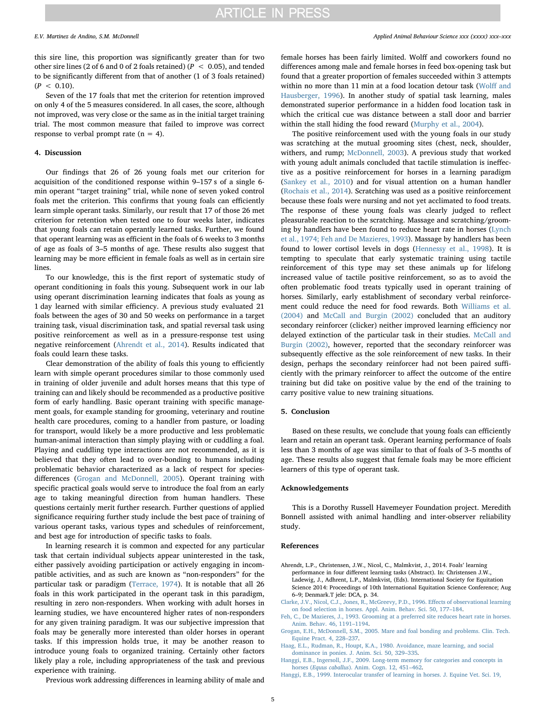this sire line, this proportion was significantly greater than for two other sire lines (2 of 6 and 0 of 2 foals retained) ($P < 0.05$), and tended to be significantly different from that of another (1 of 3 foals retained) ($P < 0.10$).

Seven of the 17 foals that met the criterion for retention improved on only 4 of the 5 measures considered. In all cases, the score, although not improved, was very close or the same as in the initial target training trial. The most common measure that failed to improve was correct response to verbal prompt rate ($n = 4$).

## 4. Discussion

Our findings that 26 of 26 young foals met our criterion for acquisition of the conditioned response within 9–157 s of a single 6-min operant "target training" trial, while none of seven yoked control foals met the criterion. This confirms that young foals can efficiently learn simple operant tasks. Similarly, our result that 17 of those 26 met criterion for retention when tested one to four weeks later, indicates that young foals can retain operantly learned tasks. Further, we found that operant learning was as efficient in the foals of 6 weeks to 3 months of age as foals of 3–5 months of age. These results also suggest that learning may be more efficient in female foals as well as in certain sire lines.

To our knowledge, this is the first report of systematic study of operant conditioning in foals this young. Subsequent work in our lab using operant discrimination learning indicates that foals as young as 1 day learned with similar efficiency. A previous study evaluated 21 foals between the ages of 30 and 50 weeks on performance in a target training task, visual discrimination task, and spatial reversal task using positive reinforcement as well as in a pressure-response test using negative reinforcement (Ahrendt et al., 2014). Results indicated that foals could learn these tasks.

Clear demonstration of the ability of foals this young to efficiently learn with simple operant procedures similar to those commonly used in training of older juvenile and adult horses means that this type of training can and likely should be recommended as a productive positive form of early handling. Basic operant training with specific management goals, for example standing for grooming, veterinary and routine health care procedures, coming to a handler from pasture, or loading for transport, would likely be a more productive and less problematic human-animal interaction than simply playing with or cuddling a foal. Playing and cuddling type interactions are not recommended, as it is believed that they often lead to over-bonding to humans including problematic behavior characterized as a lack of respect for species-differences (Grogan and McDonnell, 2005). Operant training with specific practical goals would serve to introduce the foal from an early age to taking meaningful direction from human handlers. These questions certainly merit further research. Further questions of applied significance requiring further study include the best pace of training of various operant tasks, various types and schedules of reinforcement, and best age for introduction of specific tasks to foals.

In learning research it is common and expected for any particular task that certain individual subjects appear uninterested in the task, either passively avoiding participation or actively engaging in incompatible activities, and as such are known as "non-responders" for the particular task or paradigm (Terrace, 1974). It is notable that all 26 foals in this work participated in the operant task in this paradigm, resulting in zero non-responders. When working with adult horses in learning studies, we have encountered higher rates of non-responders for any given training paradigm. It was our subjective impression that foals may be generally more interested than older horses in operant tasks. If this impression holds true, it may be another reason to introduce young foals to organized training. Certainly other factors likely play a role, including appropriateness of the task and previous experience with training.

Previous work addressing differences in learning ability of male and female horses has been fairly limited. Wolff and coworkers found no differences among male and female horses in feed box-opening task but found that a greater proportion of females succeeded within 3 attempts within no more than 11 min at a food location detour task (Wolff and Hausberger, 1996). In another study of spatial task learning, males demonstrated superior performance in a hidden food location task in which the critical cue was distance between a stall door and barrier within the stall hiding the food reward (Murphy et al., 2004).

The positive reinforcement used with the young foals in our study was scratching at the mutual grooming sites (chest, neck, shoulder, withers, and rump; McDonnell, 2003). A previous study that worked with young adult animals concluded that tactile stimulation is ineffective as a positive reinforcement for horses in a learning paradigm (Sankey et al., 2010) and for visual attention on a human handler (Rochais et al., 2014). Scratching was used as a positive reinforcement because these foals were nursing and not yet acclimated to food treats. The response of these young foals was clearly judged to reflect pleasurable reaction to the scratching. Massage and scratching/grooming by handlers have been found to reduce heart rate in horses (Lynch et al., 1974; Feh and De Mazieres, 1993). Massage by handlers has been found to lower cortisol levels in dogs (Hennessy et al., 1998). It is tempting to speculate that early systematic training using tactile reinforcement of this type may set these animals up for lifelong increased value of tactile positive reinforcement, so as to avoid the often problematic food treats typically used in operant training of horses. Similarly, early establishment of secondary verbal reinforcement could reduce the need for food rewards. Both Williams et al. (2004) and McCall and Burgin (2002) concluded that an auditory secondary reinforcer (clicker) neither improved learning efficiency nor delayed extinction of the particular task in their studies. McCall and Burgin (2002), however, reported that the secondary reinforcer was subsequently effective as the sole reinforcement of new tasks. In their design, perhaps the secondary reinforcer had not been paired sufficiently with the primary reinforcer to affect the outcome of the entire training but did take on positive value by the end of the training to carry positive value to new training situations.

## 5. Conclusion

Based on these results, we conclude that young foals can efficiently learn and retain an operant task. Operant learning performance of foals less than 3 months of age was similar to that of foals of 3–5 months of age. These results also suggest that female foals may be more efficient learners of this type of operant task.

## Acknowledgements

This is a Dorothy Russell Havemeyer Foundation project. Meredith Bonnell assisted with animal handling and inter-observer reliability study.

## References

Ahrendt, L.P., Christensen, J.W., Nicol, C., Malmkvist, J., 2014. Foals' learning performance in four different learning tasks (Abstract). In: Christensen J.W., Ladewig, J., Adhrent, L.P., Malmkvist, (Eds). International Society for Equitation Science 2014: Proceedings of 10th International Equitation Science Conference; Aug 6–9; Denmark.T jele: DCA, p. 34.

Clarke, J.V., Nicol, C.J., Jones, R., McGreevy, P.D., 1996. Effects of observational learning on food selection in horses. Appl. Anim. Behav. Sci. 50, 177–184.

Feh, C., De Mazieres, J., 1993. Grooming at a preferred site reduces heart rate in horses. Anim. Behav. 46, 1191–1194.

Grogan, E.H., McDonnell, S.M., 2005. Mare and foal bonding and problems. Clin. Tech. Equine Pract. 4, 228–237.

Haag, E.L., Rudman, R., Houpt, K.A., 1980. Avoidance, maze learning, and social dominance in ponies. J. Anim. Sci. 50, 329–335.

Hanggi, E.B., Ingersoll, J.F., 2009. Long-term memory for categories and concepts in horses (*Equus caballus*). Anim. Cogn. 12, 451–462.

Hanggi, E.B., 1999. Interocular transfer of learning in horses. J. Equine Vet. Sci. 19,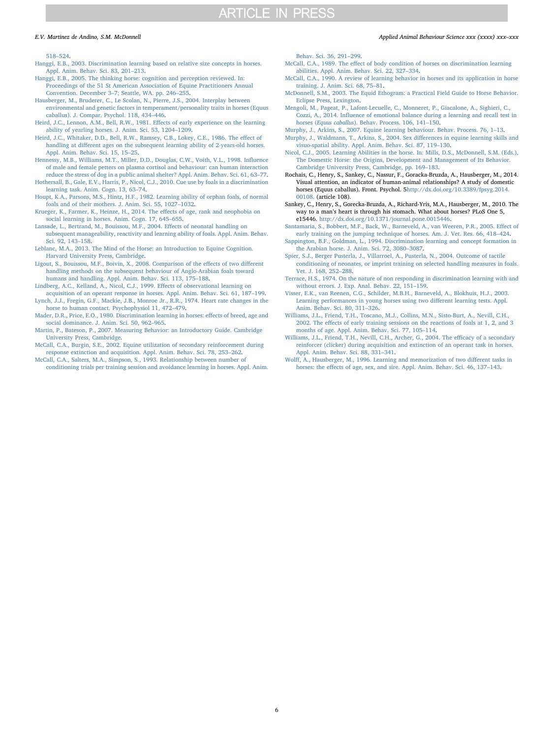518–524.

Hanggi, E.B., 2003. Discrimination learning based on relative size concepts in horses. Appl. Anim. Behav. Sci. 83, 201–213.

Hanggi, E.B., 2005. The thinking horse: cognition and perception reviewed. In: Proceedings of the 51 St American Association of Equine Practitioners Annual Convention. December 3–7; Seattle, WA. pp. 246–255.

Hausberger, M., Bruderer, C., Le Scolan, N., Pierre, J.S., 2004. Interplay between environmental and genetic factors in temperament/personality traits in horses (Equus caballus). J. Compar. Psychol. 118, 434–446.

Heird, J.C., Lennon, A.M., Bell, R.W., 1981. Effects of early experience on the learning ability of yearling horses. J. Anim. Sci. 53, 1204–1209.

Heird, J.C., Whitaker, D.D., Bell, R.W., Ramsey, C.B., Lokey, C.E., 1986. The effect of handling at different ages on the subsequent learning ability of 2-years-old horses. Appl. Anim. Behav. Sci. 15, 15–25.

Hennessy, M.B., Williams, M.T., Miller, D.D., Douglas, C.W., Voith, V.L., 1998. Influence of male and female petters on plasma cortisol and behaviour: can human interaction reduce the stress of dog in a public animal shelter? Appl. Anim. Behav. Sci. 61, 63–77.

Hothersall, B., Gale, E.V., Harris, P., Nicol, C.J., 2010. Cue use by foals in a discrimination learning task. Anim. Cogn. 13, 63–74.

Houpt, K.A., Parsons, M.S., Hintz, H.F., 1982. Learning ability of orphan foals, of normal foals and of their mothers. J. Anim. Sci. 55, 1027–1032.

Krueger, K., Farmer, K., Heinze, H., 2014. The effects of age, rank and neophobia on social learning in horses. Anim. Cogn. 17, 645–655.

Lansade, L., Bertrand, M., Bouissou, M.F., 2004. Effects of neonatal handling on subsequent manageability, reactivity and learning ability of foals. Appl. Anim. Behav. Sci. 92, 143–158.

Leblanc, M.A., 2013. The Mind of the Horse: an Introduction to Equine Cognition. Harvard University Press, Cambridge.

Ligout, S., Bouissou, M.F., Boivin, X., 2008. Comparison of the effects of two different handling methods on the subsequent behaviour of Anglo-Arabian foals toward humans and handling. Appl. Anim. Behav. Sci. 113, 175–188.

Lindberg, A.C., Kelland, A., Nicol, C.J., 1999. Effects of observational learning on acquisition of an operant response in horses. Appl. Anim. Behav. Sci. 61, 187–199.

Lynch, J.J., Fregin, G.F., Mackie, J.B., Monroe Jr., R.R., 1974. Heart rate changes in the horse to human contact. Psychophysiol 11, 472–479.

Mader, D.R., Price, E.O., 1980. Discrimination learning in horses: effects of breed, age and social dominance. J. Anim. Sci. 50, 962–965.

Martin, P., Bateson, P., 2007. Measuring Behavior: an Introductory Guide. Cambridge University Press, Cambridge.

McCall, C.A., Burgin, S.E., 2002. Equine utilization of secondary reinforcement during response extinction and acquisition. Appl. Anim. Behav. Sci. 78, 253–262.

McCall, C.A., Salters, M.A., Simpson, S., 1993. Relationship between number of conditioning trials per training session and avoidance learning in horses. Appl. Anim. Behav. Sci. 36, 291–299.

McCall, C.A., 1989. The effect of body condition of horses on discrimination learning abilities. Appl. Anim. Behav. Sci. 22, 327–334.

McCall, C.A., 1990. A review of learning behavior in horses and its application in horse training. J. Anim. Sci. 68, 75–81.

McDonnell, S.M., 2003. The Equid Ethogram: a Practical Field Guide to Horse Behavior. Eclipse Press, Lexington.

Mengoli, M., Pageat, P., Lafont-Lecuelle, C., Monneret, P., Giacalone, A., Sighieri, C., Cozzi, A., 2014. Influence of emotional balance during a learning and recall test in horses (*Equus caballus*). Behav. Process. 106, 141–150.

Murphy, J., Arkins, S., 2007. Equine learning behaviour. Behav. Process. 76, 1–13.

Murphy, J., Waldmann, T., Arkins, S., 2004. Sex differences in equine learning skills and visuo-spatial ability. Appl. Anim. Behav. Sci. 87, 119–130.

Nicol, C.J., 2005. Learning Abilities in the horse. In: Mills, D.S., McDonnell, S.M. (Eds.), The Domestic Horse: the Origins, Development and Management of Its Behavior. Cambridge University Press, Cambridge, pp. 169–183.

Rochais, C., Henry, S., Sankey, C., Nassur, F., Goracka-Bruzda, A., Hausberger, M., 2014. Visual attention, an indicator of human-animal relationships? A study of domestic horses (Equus caballus). Front. Psychol. 5http://dx.doi.org/10.3389/fpsyg.2014.00108. (article 108).

Sankey, C., Henry, S., Gorecka-Bruzda, A., Richard-Yris, M.A., Hausberger, M., 2010. The way to a man's heart is through his stomach. What about horses? PLoS One 5, e15446. http://dx.doi.org/10.1371/journal.pone.0015446.

Santamaria, S., Bobbert, M.F., Back, W., Barneveld, A., van Weeren, P.R., 2005. Effect of early training on the jumping technique of horses. Am. J. Vet. Res. 66, 418–424.

Sappington, B.F., Goldman, L., 1994. Discrimination learning and concept formation in the Arabian horse. J. Anim. Sci. 72, 3080–3087.

Spier, S.J., Berger Pusterla, J., Villarroel, A., Pusterla, N., 2004. Outcome of tactile conditioning of neonates, or imprint training on selected handling measures in foals. Vet. J. 168, 252–288.

Terrace, H.S., 1974. On the nature of non responding in discrimination learning with and without errors. J. Exp. Anal. Behav. 22, 151–159.

Visser, E.K., van Reenen, C.G., Schilder, M.B.H., Barneveld, A., Blokhuis, H.J., 2003. Learning performances in young horses using two different learning tests. Appl. Anim. Behav. Sci. 80, 311–326.

Williams, J.L., Friend, T.H., Toscano, M.J., Collins, M.N., Sisto-Burt, A., Nevill, C.H., 2002. The effects of early training sessions on the reactions of foals at 1, 2, and 3 months of age. Appl. Anim. Behav. Sci. 77, 105–114.

Williams, J.L., Friend, T.H., Nevill, C.H., Archer, G., 2004. The efficacy of a secondary reinforcer (clicker) during acquisition and extinction of an operant task in horses. Appl. Anim. Behav. Sci. 88, 331–341.

Wolff, A., Hausberger, M., 1996. Learning and memorization of two different tasks in horses: the effects of age, sex, and sire. Appl. Anim. Behav. Sci. 46, 137–143.